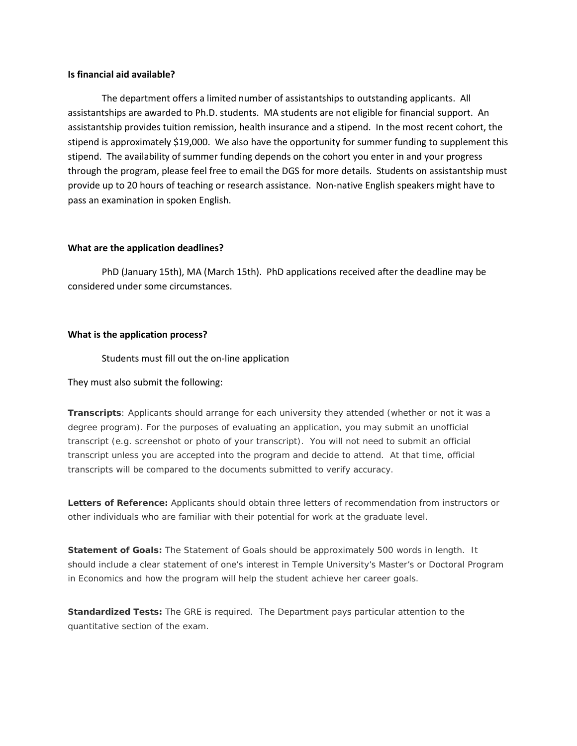**Is financial aid available?**

The department offers a limited number of assistantships to outstanding applicants. All assistantships are awarded to Ph.D. students. MA students are not eligible for financial support. An assistantship provides tuition remission, health insurance and a stipend. In the most recent cohort, the stipend is approximately $19,000. We also have the opportunity for summer funding to supplement this stipend. The availability of summer funding depends on the cohort you enter in and your progress through the program, please feel free to email the DGS for more details. Students on assistantship must provide up to 20 hours of teaching or research assistance. Non-native English speakers might have to pass an examination in spoken English.

**What are the application deadlines?**

PhD (January 15th), MA (March 15th). PhD applications received after the deadline may be considered under some circumstances.

**What is the application process?**

Students must fill out the on-line application

They must also submit the following:

**Transcripts**: Applicants should arrange for each university they attended (whether or not it was a degree program). For the purposes of evaluating an application, you may submit an unofficial transcript (e.g. screenshot or photo of your transcript). You will not need to submit an official transcript unless you are accepted into the program and decide to attend. At that time, official transcripts will be compared to the documents submitted to verify accuracy.

**Letters of Reference:** Applicants should obtain three letters of recommendation from instructors or other individuals who are familiar with their potential for work at the graduate level.

**Statement of Goals:** The Statement of Goals should be approximately 500 words in length. It should include a clear statement of one's interest in Temple University's Master's or Doctoral Program in Economics and how the program will help the student achieve her career goals.

**Standardized Tests:** The GRE is required. The Department pays particular attention to the quantitative section of the exam.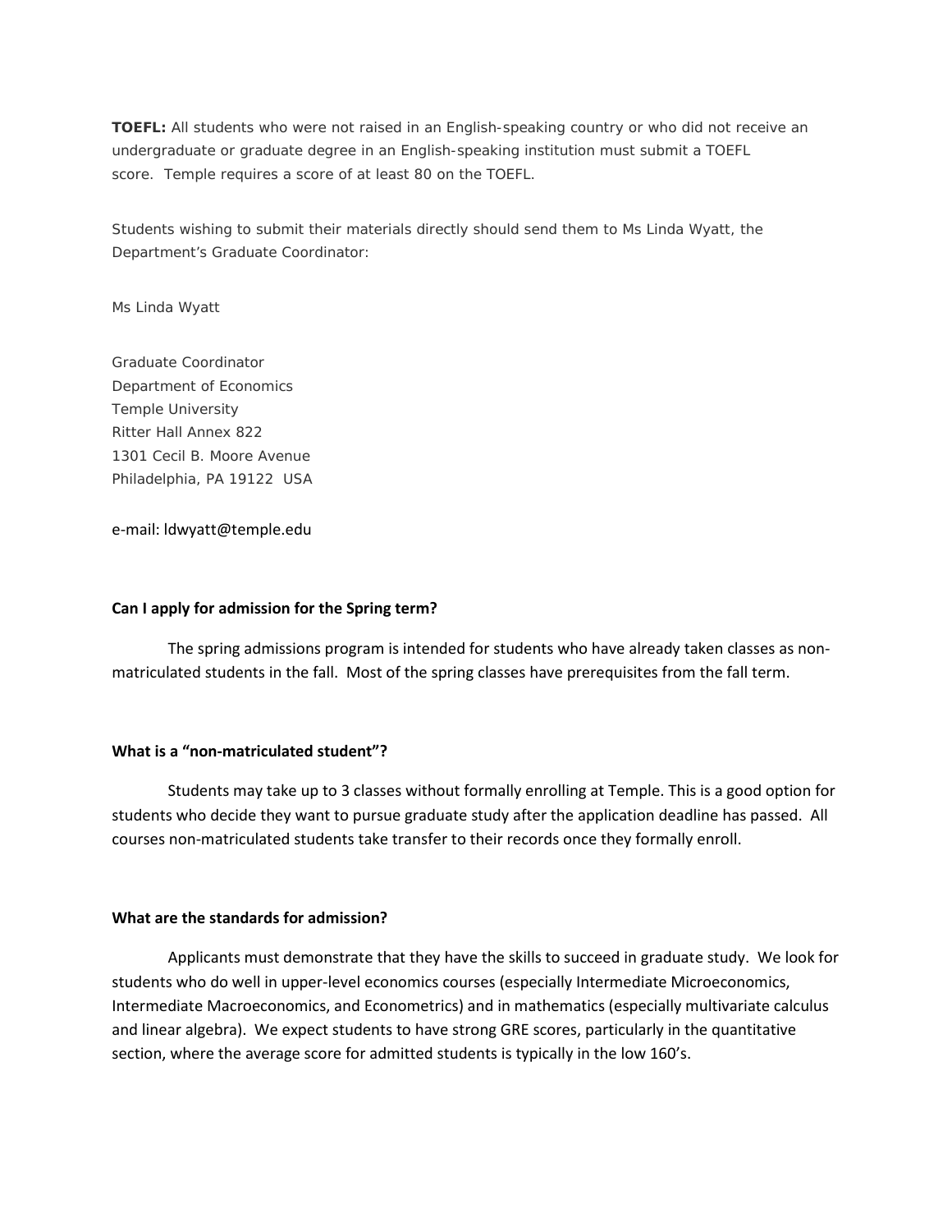**TOEFL:** All students who were not raised in an English-speaking country or who did not receive an undergraduate or graduate degree in an English-speaking institution must submit a TOEFL score. Temple requires a score of at least 80 on the TOEFL.

Students wishing to submit their materials directly should send them to Ms Linda Wyatt, the Department's Graduate Coordinator:

Ms Linda Wyatt

Graduate Coordinator
Department of Economics
Temple University
Ritter Hall Annex 822
1301 Cecil B. Moore Avenue
Philadelphia, PA 19122 USA

e-mail: ldwyatt@temple.edu

**Can I apply for admission for the Spring term?**

The spring admissions program is intended for students who have already taken classes as non-matriculated students in the fall. Most of the spring classes have prerequisites from the fall term.

**What is a "non-matriculated student"?**

Students may take up to 3 classes without formally enrolling at Temple. This is a good option for students who decide they want to pursue graduate study after the application deadline has passed. All courses non-matriculated students take transfer to their records once they formally enroll.

**What are the standards for admission?**

Applicants must demonstrate that they have the skills to succeed in graduate study. We look for students who do well in upper-level economics courses (especially Intermediate Microeconomics, Intermediate Macroeconomics, and Econometrics) and in mathematics (especially multivariate calculus and linear algebra). We expect students to have strong GRE scores, particularly in the quantitative section, where the average score for admitted students is typically in the low 160's.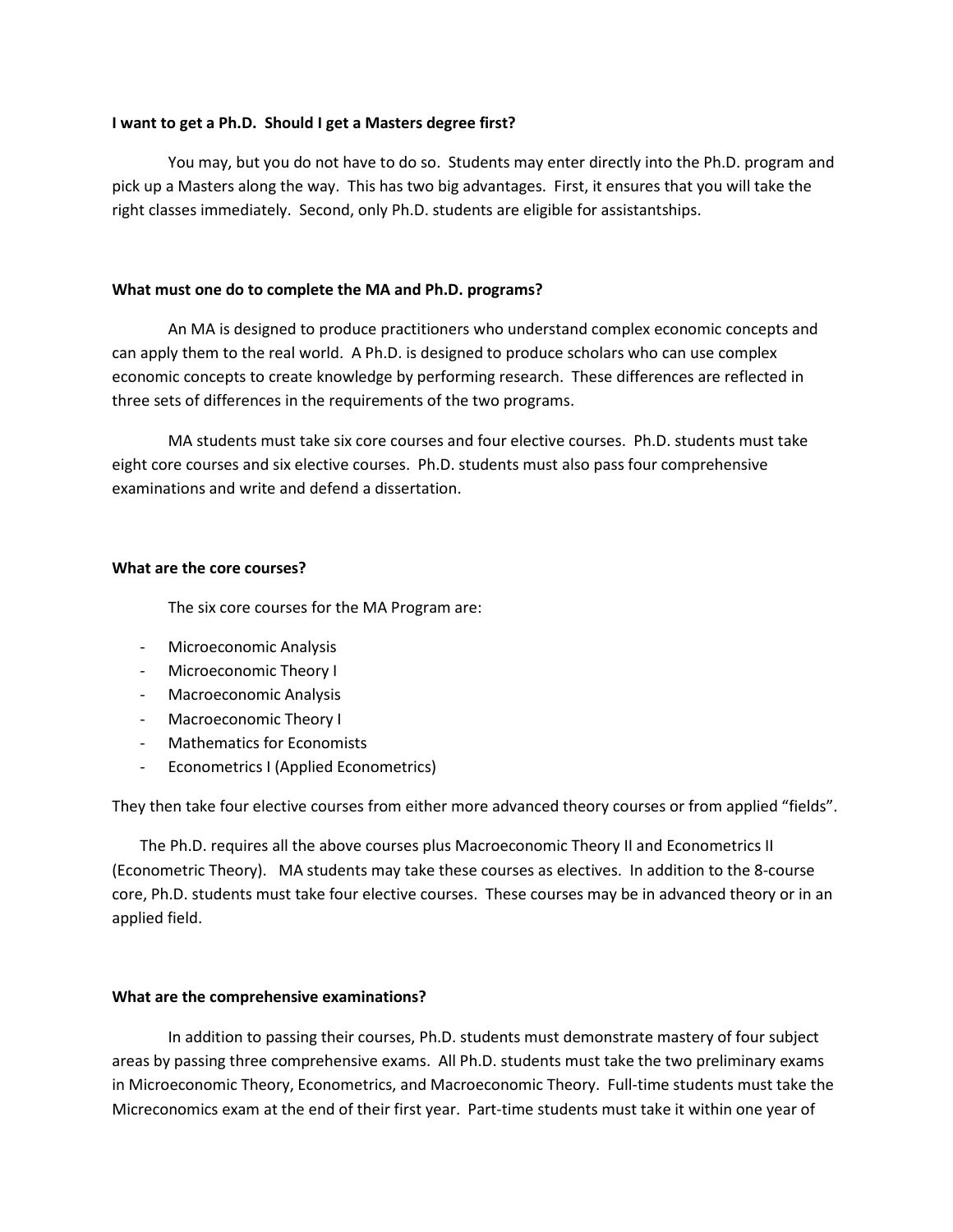**I want to get a Ph.D. Should I get a Masters degree first?**

You may, but you do not have to do so. Students may enter directly into the Ph.D. program and pick up a Masters along the way. This has two big advantages. First, it ensures that you will take the right classes immediately. Second, only Ph.D. students are eligible for assistantships.

**What must one do to complete the MA and Ph.D. programs?**

An MA is designed to produce practitioners who understand complex economic concepts and can apply them to the real world. A Ph.D. is designed to produce scholars who can use complex economic concepts to create knowledge by performing research. These differences are reflected in three sets of differences in the requirements of the two programs.

MA students must take six core courses and four elective courses. Ph.D. students must take eight core courses and six elective courses. Ph.D. students must also pass four comprehensive examinations and write and defend a dissertation.

**What are the core courses?**

The six core courses for the MA Program are:

- Microeconomic Analysis
- Microeconomic Theory I
- Macroeconomic Analysis
- Macroeconomic Theory I
- Mathematics for Economists
- Econometrics I (Applied Econometrics)

They then take four elective courses from either more advanced theory courses or from applied "fields".

The Ph.D. requires all the above courses plus Macroeconomic Theory II and Econometrics II (Econometric Theory). MA students may take these courses as electives. In addition to the 8-course core, Ph.D. students must take four elective courses. These courses may be in advanced theory or in an applied field.

**What are the comprehensive examinations?**

In addition to passing their courses, Ph.D. students must demonstrate mastery of four subject areas by passing three comprehensive exams. All Ph.D. students must take the two preliminary exams in Microeconomic Theory, Econometrics, and Macroeconomic Theory. Full-time students must take the Micreconomics exam at the end of their first year. Part-time students must take it within one year of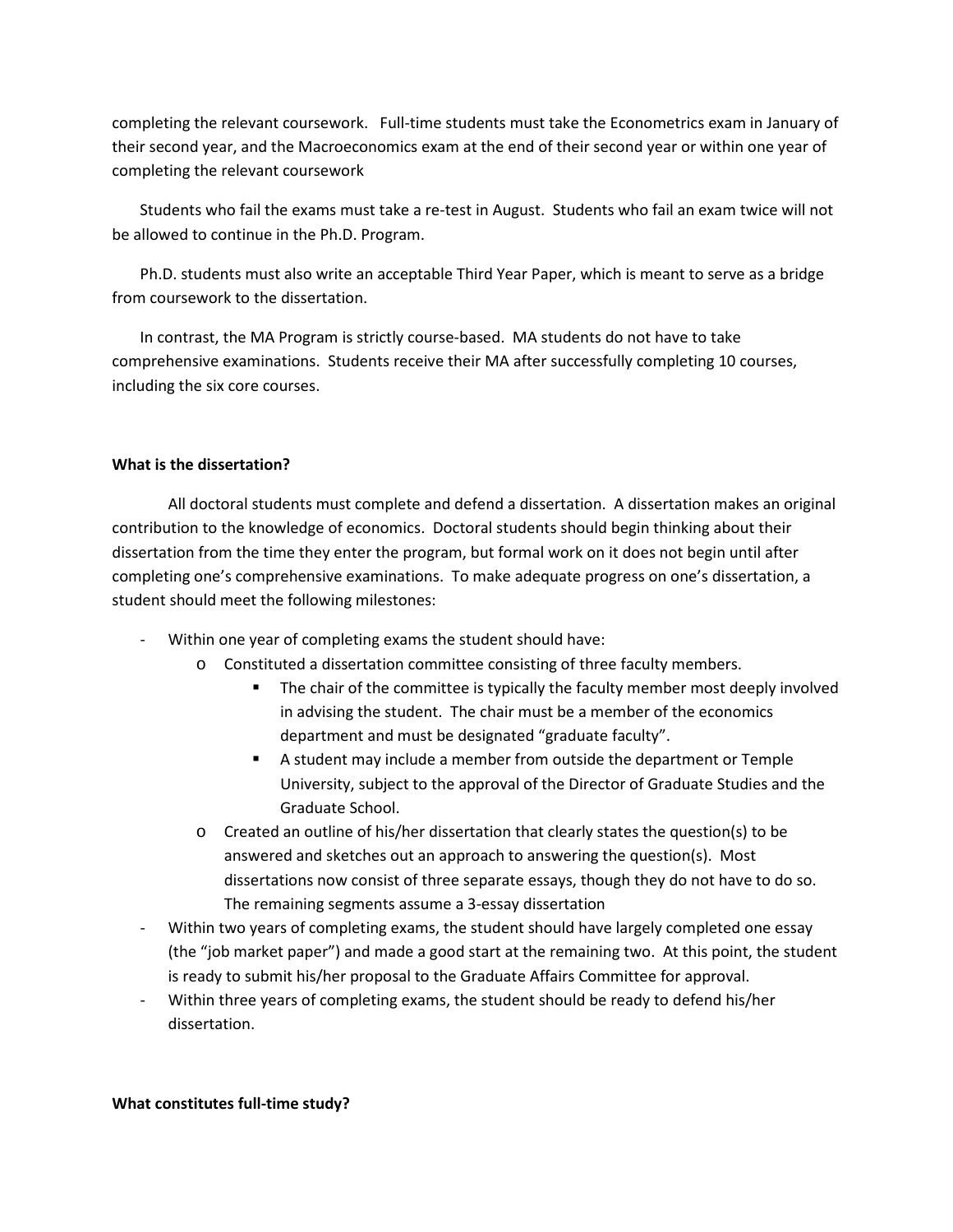completing the relevant coursework. Full-time students must take the Econometrics exam in January of their second year, and the Macroeconomics exam at the end of their second year or within one year of completing the relevant coursework

Students who fail the exams must take a re-test in August. Students who fail an exam twice will not be allowed to continue in the Ph.D. Program.

Ph.D. students must also write an acceptable Third Year Paper, which is meant to serve as a bridge from coursework to the dissertation.

In contrast, the MA Program is strictly course-based. MA students do not have to take comprehensive examinations. Students receive their MA after successfully completing 10 courses, including the six core courses.

**What is the dissertation?**

All doctoral students must complete and defend a dissertation. A dissertation makes an original contribution to the knowledge of economics. Doctoral students should begin thinking about their dissertation from the time they enter the program, but formal work on it does not begin until after completing one's comprehensive examinations. To make adequate progress on one's dissertation, a student should meet the following milestones:

- Within one year of completing exams the student should have:
    - Constituted a dissertation committee consisting of three faculty members.
        - The chair of the committee is typically the faculty member most deeply involved in advising the student. The chair must be a member of the economics department and must be designated "graduate faculty".
        - A student may include a member from outside the department or Temple University, subject to the approval of the Director of Graduate Studies and the Graduate School.
    - Created an outline of his/her dissertation that clearly states the question(s) to be answered and sketches out an approach to answering the question(s). Most dissertations now consist of three separate essays, though they do not have to do so. The remaining segments assume a 3-essay dissertation
- Within two years of completing exams, the student should have largely completed one essay (the "job market paper") and made a good start at the remaining two. At this point, the student is ready to submit his/her proposal to the Graduate Affairs Committee for approval.
- Within three years of completing exams, the student should be ready to defend his/her dissertation.

**What constitutes full-time study?**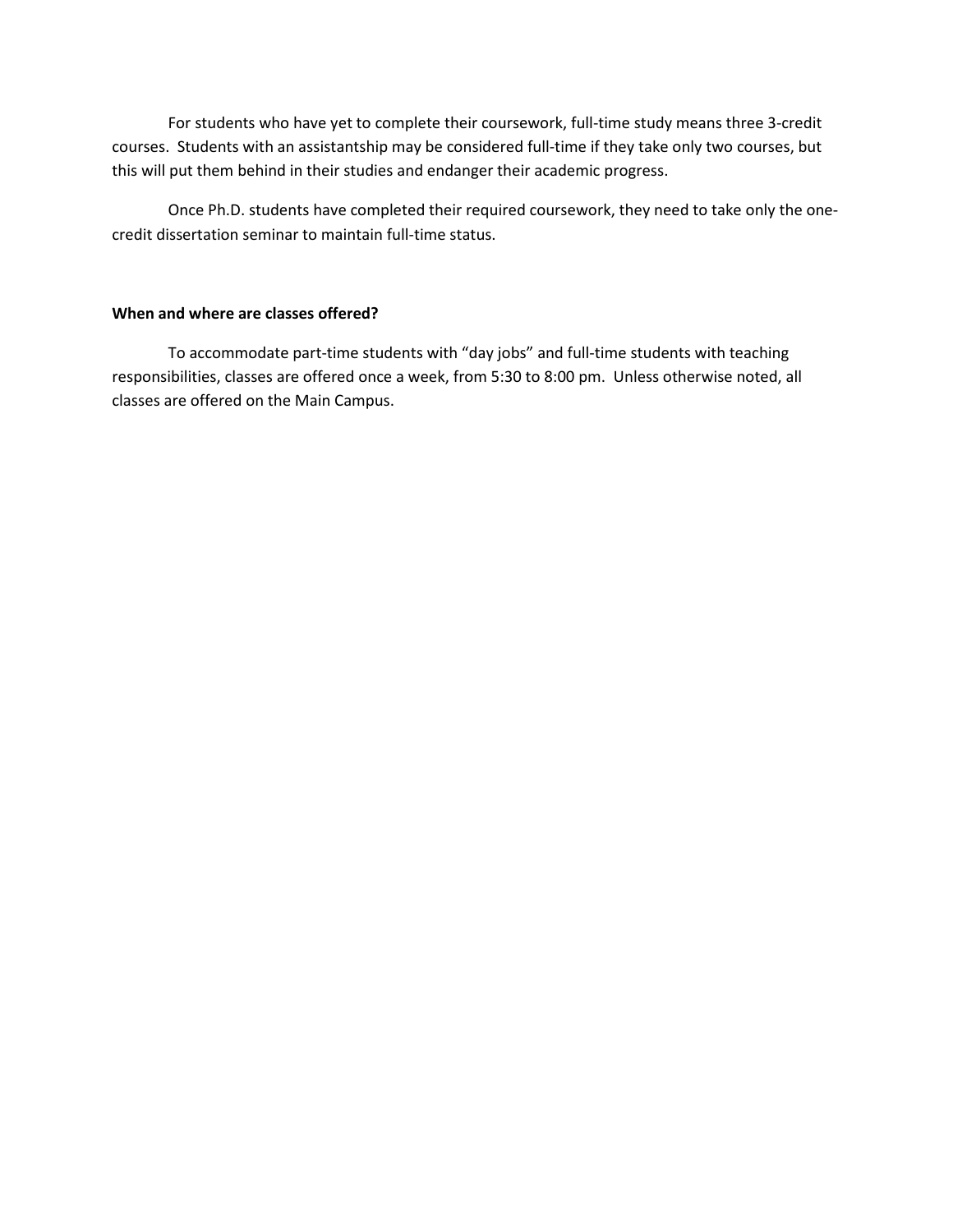For students who have yet to complete their coursework, full-time study means three 3-credit courses. Students with an assistantship may be considered full-time if they take only two courses, but this will put them behind in their studies and endanger their academic progress.

Once Ph.D. students have completed their required coursework, they need to take only the one-credit dissertation seminar to maintain full-time status.

**When and where are classes offered?**

To accommodate part-time students with "day jobs" and full-time students with teaching responsibilities, classes are offered once a week, from 5:30 to 8:00 pm. Unless otherwise noted, all classes are offered on the Main Campus.